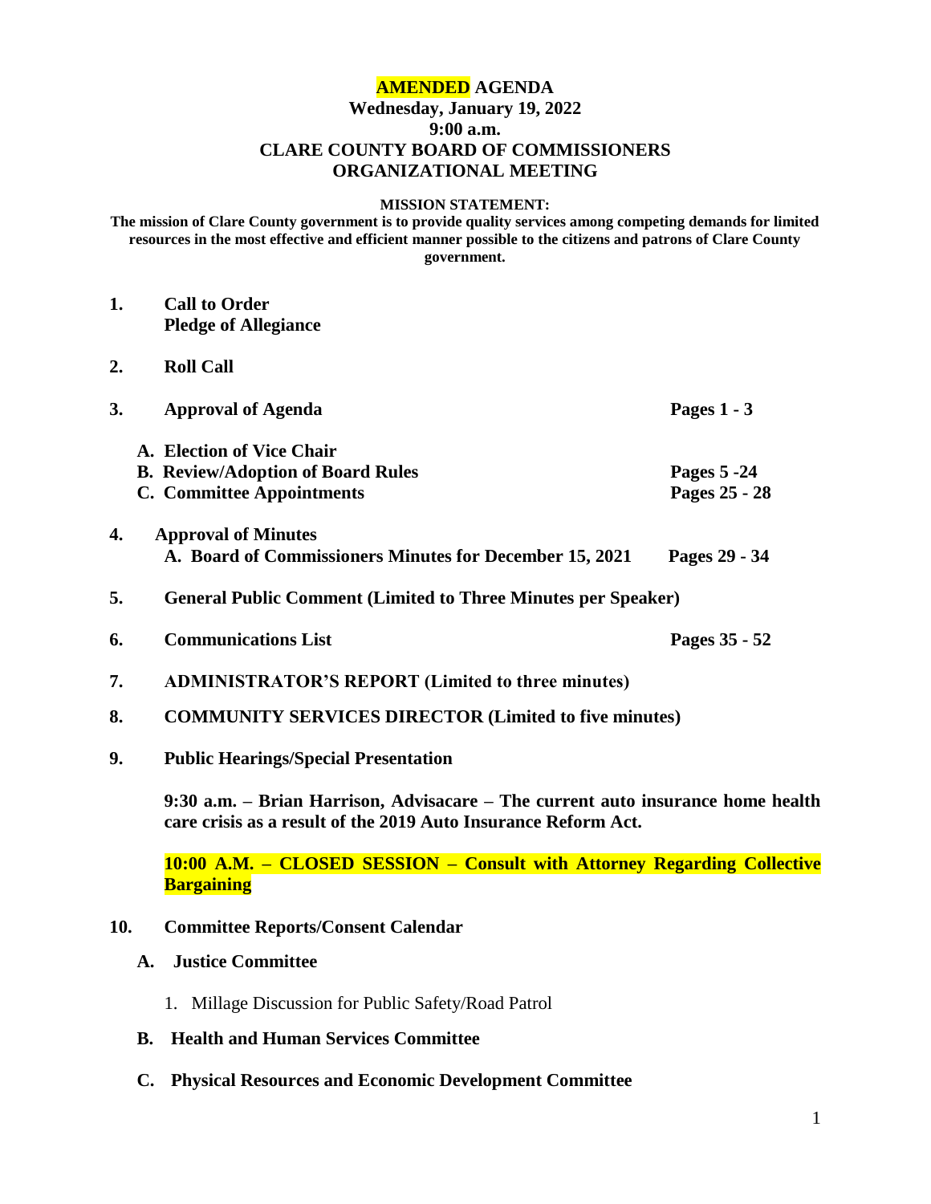# AMENDED AGENDA
## Wednesday, January 19, 2022
## 9:00 a.m.
## CLARE COUNTY BOARD OF COMMISSIONERS
## ORGANIZATIONAL MEETING

**MISSION STATEMENT:**

**The mission of Clare County government is to provide quality services among competing demands for limited resources in the most effective and efficient manner possible to the citizens and patrons of Clare County government.**

**1. Call to Order**
**Pledge of Allegiance**

**2. Roll Call**

**3. Approval of Agenda** — **Pages 1 - 3**

- **A. Election of Vice Chair**
- **B. Review/Adoption of Board Rules** — **Pages 5 -24**
- **C. Committee Appointments** — **Pages 25 - 28**

**4. Approval of Minutes**
- **A. Board of Commissioners Minutes for December 15, 2021** — **Pages 29 - 34**

**5. General Public Comment (Limited to Three Minutes per Speaker)**

**6. Communications List** — **Pages 35 - 52**

**7. ADMINISTRATOR'S REPORT (Limited to three minutes)**

**8. COMMUNITY SERVICES DIRECTOR (Limited to five minutes)**

**9. Public Hearings/Special Presentation**

**9:30 a.m. – Brian Harrison, Advisacare – The current auto insurance home health care crisis as a result of the 2019 Auto Insurance Reform Act.**

**10:00 A.M. – CLOSED SESSION – Consult with Attorney Regarding Collective Bargaining**

**10. Committee Reports/Consent Calendar**

- **A. Justice Committee**
  1. Millage Discussion for Public Safety/Road Patrol
- **B. Health and Human Services Committee**
- **C. Physical Resources and Economic Development Committee**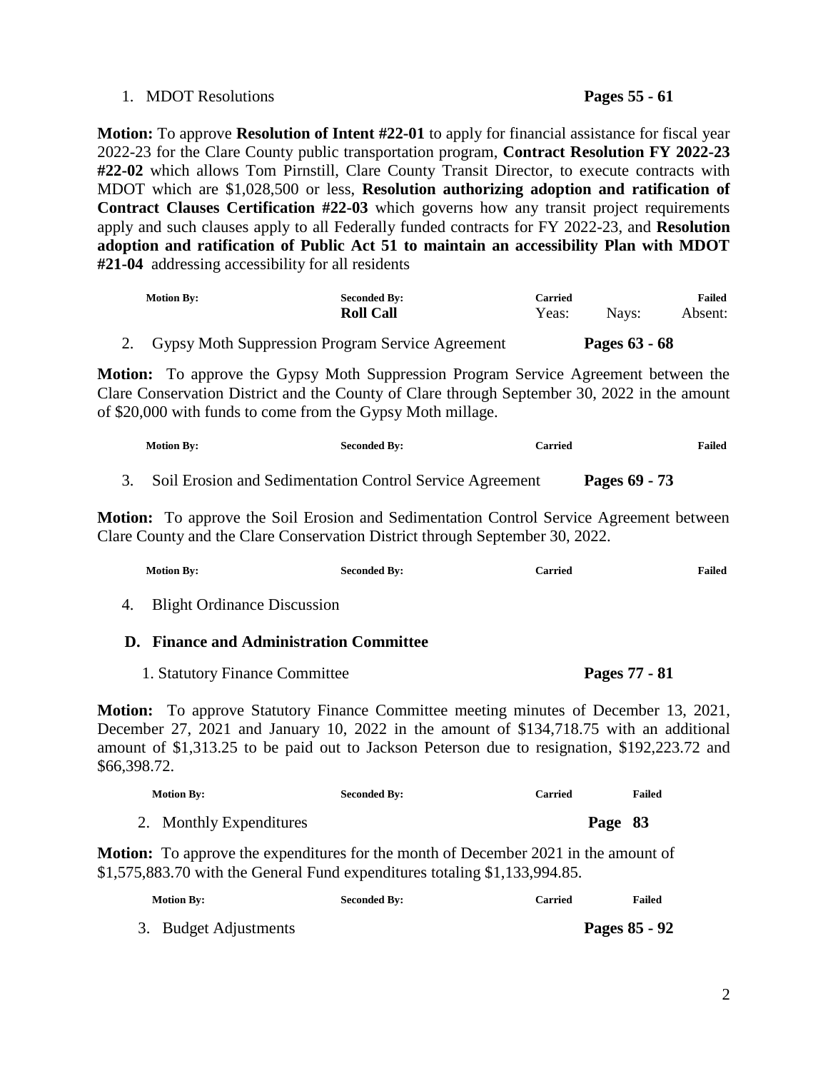1. MDOT Resolutions **Pages 55 - 61**

**Motion:** To approve **Resolution of Intent #22-01** to apply for financial assistance for fiscal year 2022-23 for the Clare County public transportation program, **Contract Resolution FY 2022-23 #22-02** which allows Tom Pirnstill, Clare County Transit Director, to execute contracts with MDOT which are $1,028,500 or less, **Resolution authorizing adoption and ratification of Contract Clauses Certification #22-03** which governs how any transit project requirements apply and such clauses apply to all Federally funded contracts for FY 2022-23, and **Resolution adoption and ratification of Public Act 51 to maintain an accessibility Plan with MDOT #21-04** addressing accessibility for all residents

**Motion By:** **Seconded By:** **Carried** **Failed**
**Roll Call** Yeas: Nays: Absent:

2. Gypsy Moth Suppression Program Service Agreement **Pages 63 - 68**

**Motion:** To approve the Gypsy Moth Suppression Program Service Agreement between the Clare Conservation District and the County of Clare through September 30, 2022 in the amount of $20,000 with funds to come from the Gypsy Moth millage.

**Motion By:** **Seconded By:** **Carried** **Failed**

3. Soil Erosion and Sedimentation Control Service Agreement **Pages 69 - 73**

**Motion:** To approve the Soil Erosion and Sedimentation Control Service Agreement between Clare County and the Clare Conservation District through September 30, 2022.

**Motion By:** **Seconded By:** **Carried** **Failed**

4. Blight Ordinance Discussion

### D. Finance and Administration Committee

1. Statutory Finance Committee **Pages 77 - 81**

**Motion:** To approve Statutory Finance Committee meeting minutes of December 13, 2021, December 27, 2021 and January 10, 2022 in the amount of $134,718.75 with an additional amount of $1,313.25 to be paid out to Jackson Peterson due to resignation, $192,223.72 and $66,398.72.

**Motion By:** **Seconded By:** **Carried** **Failed**

2. Monthly Expenditures **Page 83**

**Motion:** To approve the expenditures for the month of December 2021 in the amount of $1,575,883.70 with the General Fund expenditures totaling $1,133,994.85.

**Motion By:** **Seconded By:** **Carried** **Failed**

3. Budget Adjustments **Pages 85 - 92**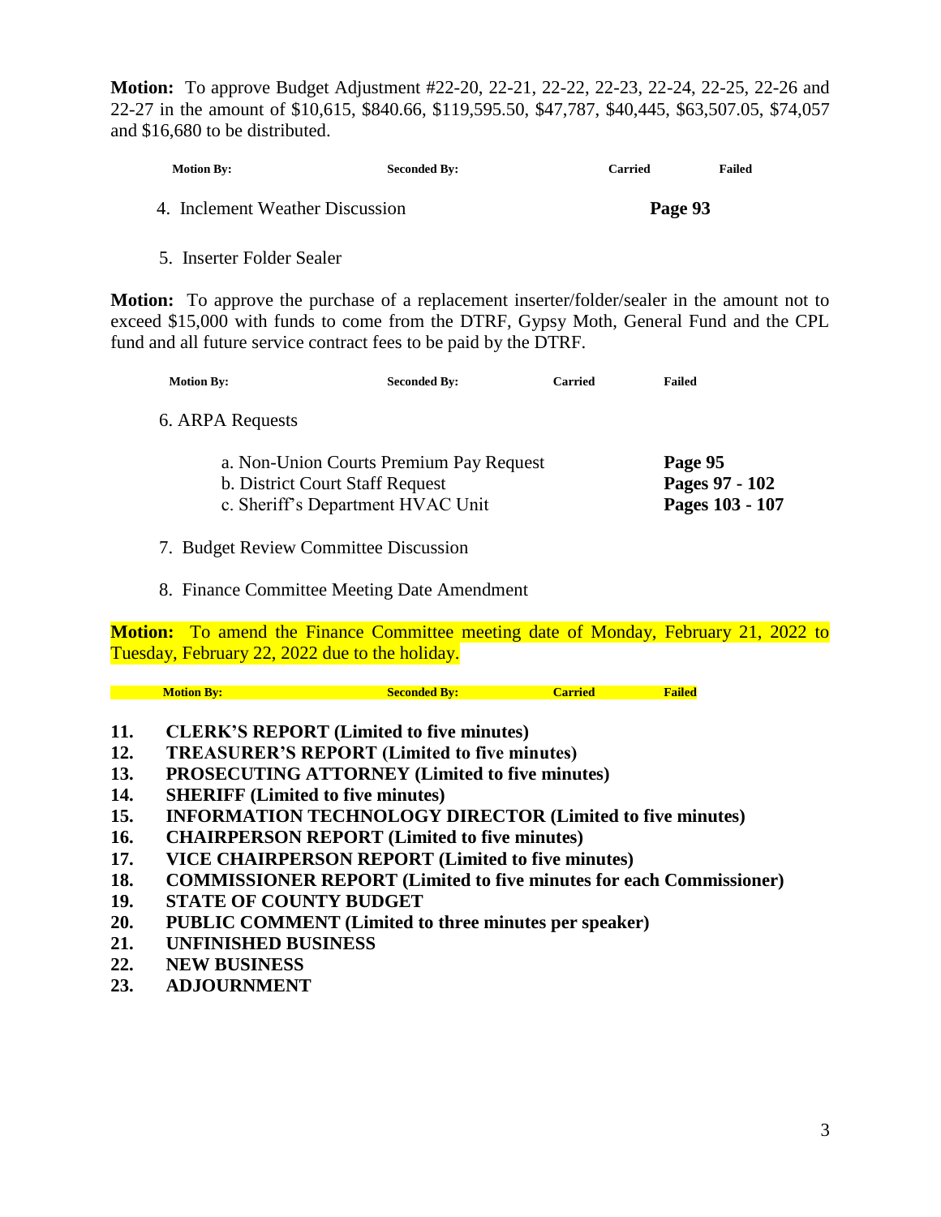**Motion:** To approve Budget Adjustment #22-20, 22-21, 22-22, 22-23, 22-24, 22-25, 22-26 and 22-27 in the amount of $10,615, $840.66, $119,595.50, $47,787, $40,445, $63,507.05, $74,057 and $16,680 to be distributed.

**Motion By:** **Seconded By:** **Carried** **Failed**

4. Inclement Weather Discussion **Page 93**

5. Inserter Folder Sealer

**Motion:** To approve the purchase of a replacement inserter/folder/sealer in the amount not to exceed $15,000 with funds to come from the DTRF, Gypsy Moth, General Fund and the CPL fund and all future service contract fees to be paid by the DTRF.

**Motion By:** **Seconded By:** **Carried** **Failed**

6. ARPA Requests

   a. Non-Union Courts Premium Pay Request **Page 95**
   b. District Court Staff Request **Pages 97 - 102**
   c. Sheriff's Department HVAC Unit **Pages 103 - 107**

7. Budget Review Committee Discussion

8. Finance Committee Meeting Date Amendment

**Motion:** To amend the Finance Committee meeting date of Monday, February 21, 2022 to Tuesday, February 22, 2022 due to the holiday.

**Motion By:** **Seconded By:** **Carried** **Failed**

**11. CLERK'S REPORT (Limited to five minutes)**
**12. TREASURER'S REPORT (Limited to five minutes)**
**13. PROSECUTING ATTORNEY (Limited to five minutes)**
**14. SHERIFF (Limited to five minutes)**
**15. INFORMATION TECHNOLOGY DIRECTOR (Limited to five minutes)**
**16. CHAIRPERSON REPORT (Limited to five minutes)**
**17. VICE CHAIRPERSON REPORT (Limited to five minutes)**
**18. COMMISSIONER REPORT (Limited to five minutes for each Commissioner)**
**19. STATE OF COUNTY BUDGET**
**20. PUBLIC COMMENT (Limited to three minutes per speaker)**
**21. UNFINISHED BUSINESS**
**22. NEW BUSINESS**
**23. ADJOURNMENT**